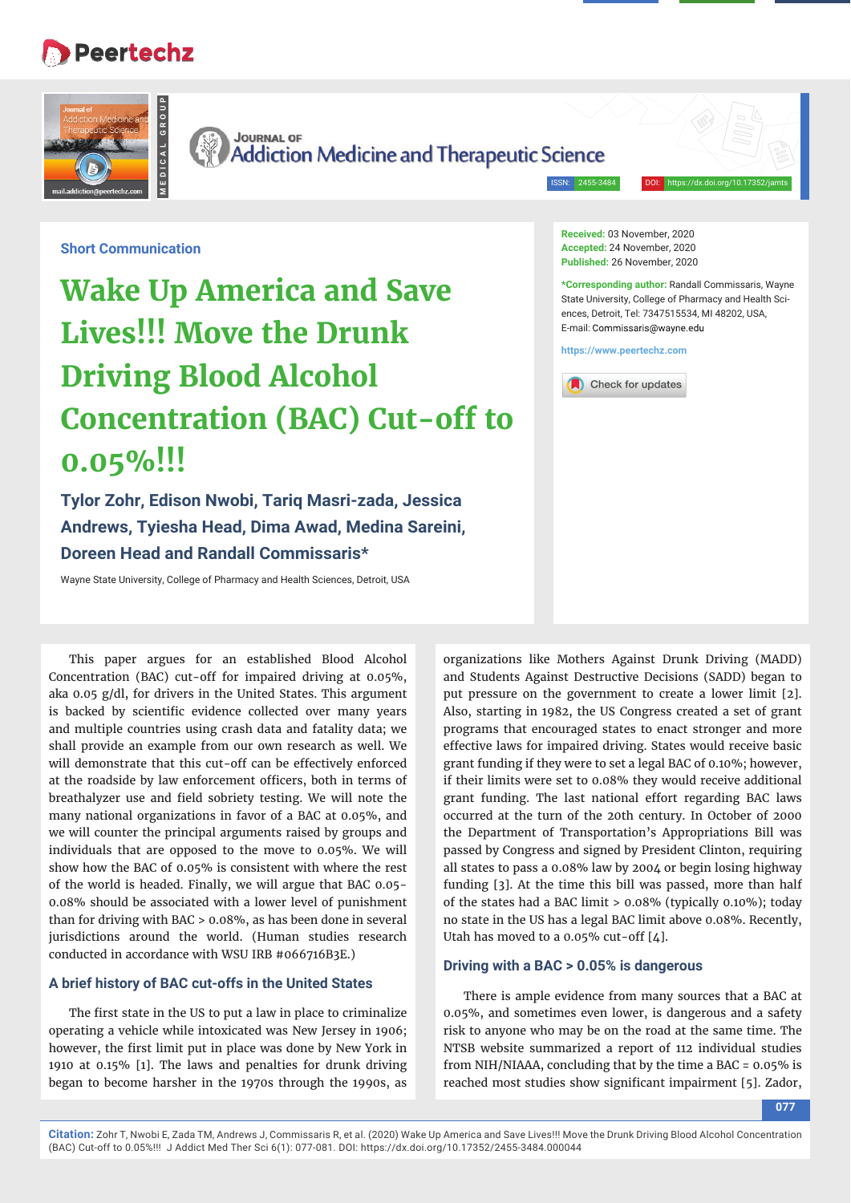Short Communication

# Wake Up America and Save Lives!!! Move the Drunk Driving Blood Alcohol Concentration (BAC) Cut-off to 0.05%!!!

**Tylor Zohr, Edison Nwobi, Tariq Masri-zada, Jessica Andrews, Tyiesha Head, Dima Awad, Medina Sareini, Doreen Head and Randall Commissaris***

Wayne State University, College of Pharmacy and Health Sciences, Detroit, USA

**Received:** 03 November, 2020
**Accepted:** 24 November, 2020
**Published:** 26 November, 2020

***Corresponding author:** Randall Commissaris, Wayne State University, College of Pharmacy and Health Sciences, Detroit, Tel: 7347515534, MI 48202, USA, E-mail: Commissaris@wayne.edu

https://www.peertechz.com

This paper argues for an established Blood Alcohol Concentration (BAC) cut-off for impaired driving at 0.05%, aka 0.05 g/dl, for drivers in the United States. This argument is backed by scientific evidence collected over many years and multiple countries using crash data and fatality data; we shall provide an example from our own research as well. We will demonstrate that this cut-off can be effectively enforced at the roadside by law enforcement officers, both in terms of breathalyzer use and field sobriety testing. We will note the many national organizations in favor of a BAC at 0.05%, and we will counter the principal arguments raised by groups and individuals that are opposed to the move to 0.05%. We will show how the BAC of 0.05% is consistent with where the rest of the world is headed. Finally, we will argue that BAC 0.05-0.08% should be associated with a lower level of punishment than for driving with BAC > 0.08%, as has been done in several jurisdictions around the world. (Human studies research conducted in accordance with WSU IRB #066716B3E.)

## A brief history of BAC cut-offs in the United States

The first state in the US to put a law in place to criminalize operating a vehicle while intoxicated was New Jersey in 1906; however, the first limit put in place was done by New York in 1910 at 0.15% [1]. The laws and penalties for drunk driving began to become harsher in the 1970s through the 1990s, as organizations like Mothers Against Drunk Driving (MADD) and Students Against Destructive Decisions (SADD) began to put pressure on the government to create a lower limit [2]. Also, starting in 1982, the US Congress created a set of grant programs that encouraged states to enact stronger and more effective laws for impaired driving. States would receive basic grant funding if they were to set a legal BAC of 0.10%; however, if their limits were set to 0.08% they would receive additional grant funding. The last national effort regarding BAC laws occurred at the turn of the 20th century. In October of 2000 the Department of Transportation's Appropriations Bill was passed by Congress and signed by President Clinton, requiring all states to pass a 0.08% law by 2004 or begin losing highway funding [3]. At the time this bill was passed, more than half of the states had a BAC limit > 0.08% (typically 0.10%); today no state in the US has a legal BAC limit above 0.08%. Recently, Utah has moved to a 0.05% cut-off [4].

## Driving with a BAC > 0.05% is dangerous

There is ample evidence from many sources that a BAC at 0.05%, and sometimes even lower, is dangerous and a safety risk to anyone who may be on the road at the same time. The NTSB website summarized a report of 112 individual studies from NIH/NIAAA, concluding that by the time a BAC = 0.05% is reached most studies show significant impairment [5]. Zador,

**Citation:** Zohr T, Nwobi E, Zada TM, Andrews J, Commissaris R, et al. (2020) Wake Up America and Save Lives!!! Move the Drunk Driving Blood Alcohol Concentration (BAC) Cut-off to 0.05%!!! J Addict Med Ther Sci 6(1): 077-081. DOI: https://dx.doi.org/10.17352/2455-3484.000044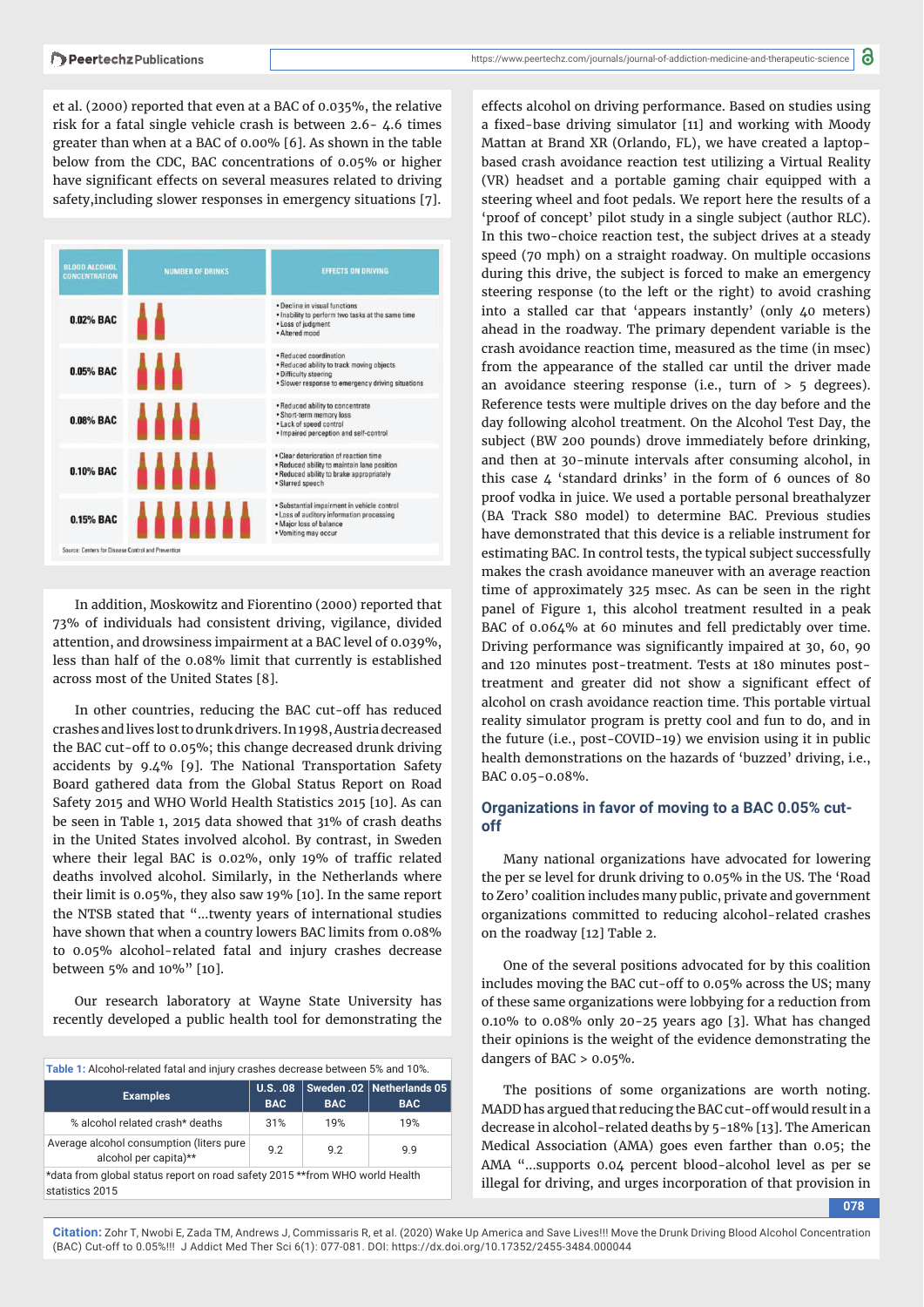et al. (2000) reported that even at a BAC of 0.035%, the relative risk for a fatal single vehicle crash is between 2.6- 4.6 times greater than when at a BAC of 0.00% [6]. As shown in the table below from the CDC, BAC concentrations of 0.05% or higher have significant effects on several measures related to driving safety,including slower responses in emergency situations [7].

| BLOOD ALCOHOL CONCENTRATION | NUMBER OF DRINKS | EFFECTS ON DRIVING |
|---|---|---|
| 0.02% BAC | | • Decline in visual functions<br>• Inability to perform two tasks at the same time<br>• Loss of judgment<br>• Altered mood |
| 0.05% BAC | | • Reduced coordination<br>• Reduced ability to track moving objects<br>• Difficulty steering<br>• Slower response to emergency driving situations |
| 0.08% BAC | | • Reduced ability to concentrate<br>• Short-term memory loss<br>• Lack of speed control<br>• Impaired perception and self-control |
| 0.10% BAC | | • Clear deterioration of reaction time<br>• Reduced ability to maintain lane position<br>• Reduced ability to brake appropriately<br>• Slurred speech |
| 0.15% BAC | | • Substantial impairment in vehicle control<br>• Loss of auditory information processing<br>• Major loss of balance<br>• Vomiting may occur |

Source: Centers for Disease Control and Prevention

In addition, Moskowitz and Fiorentino (2000) reported that 73% of individuals had consistent driving, vigilance, divided attention, and drowsiness impairment at a BAC level of 0.039%, less than half of the 0.08% limit that currently is established across most of the United States [8].

In other countries, reducing the BAC cut-off has reduced crashes and lives lost to drunk drivers. In 1998, Austria decreased the BAC cut-off to 0.05%; this change decreased drunk driving accidents by 9.4% [9]. The National Transportation Safety Board gathered data from the Global Status Report on Road Safety 2015 and WHO World Health Statistics 2015 [10]. As can be seen in Table 1, 2015 data showed that 31% of crash deaths in the United States involved alcohol. By contrast, in Sweden where their legal BAC is 0.02%, only 19% of traffic related deaths involved alcohol. Similarly, in the Netherlands where their limit is 0.05%, they also saw 19% [10]. In the same report the NTSB stated that "…twenty years of international studies have shown that when a country lowers BAC limits from 0.08% to 0.05% alcohol-related fatal and injury crashes decrease between 5% and 10%" [10].

Our research laboratory at Wayne State University has recently developed a public health tool for demonstrating the

**Table 1:** Alcohol-related fatal and injury crashes decrease between 5% and 10%.

| Examples | U.S. .08 BAC | Sweden .02 BAC | Netherlands 05 BAC |
|---|---|---|---|
| % alcohol related crash* deaths | 31% | 19% | 19% |
| Average alcohol consumption (liters pure alcohol per capita)** | 9.2 | 9.2 | 9.9 |

*data from global status report on road safety 2015 **from WHO world Health statistics 2015

effects alcohol on driving performance. Based on studies using a fixed-base driving simulator [11] and working with Moody Mattan at Brand XR (Orlando, FL), we have created a laptop-based crash avoidance reaction test utilizing a Virtual Reality (VR) headset and a portable gaming chair equipped with a steering wheel and foot pedals. We report here the results of a 'proof of concept' pilot study in a single subject (author RLC). In this two-choice reaction test, the subject drives at a steady speed (70 mph) on a straight roadway. On multiple occasions during this drive, the subject is forced to make an emergency steering response (to the left or the right) to avoid crashing into a stalled car that 'appears instantly' (only 40 meters) ahead in the roadway. The primary dependent variable is the crash avoidance reaction time, measured as the time (in msec) from the appearance of the stalled car until the driver made an avoidance steering response (i.e., turn of > 5 degrees). Reference tests were multiple drives on the day before and the day following alcohol treatment. On the Alcohol Test Day, the subject (BW 200 pounds) drove immediately before drinking, and then at 30-minute intervals after consuming alcohol, in this case 4 'standard drinks' in the form of 6 ounces of 80 proof vodka in juice. We used a portable personal breathalyzer (BA Track S80 model) to determine BAC. Previous studies have demonstrated that this device is a reliable instrument for estimating BAC. In control tests, the typical subject successfully makes the crash avoidance maneuver with an average reaction time of approximately 325 msec. As can be seen in the right panel of Figure 1, this alcohol treatment resulted in a peak BAC of 0.064% at 60 minutes and fell predictably over time. Driving performance was significantly impaired at 30, 60, 90 and 120 minutes post-treatment. Tests at 180 minutes post-treatment and greater did not show a significant effect of alcohol on crash avoidance reaction time. This portable virtual reality simulator program is pretty cool and fun to do, and in the future (i.e., post-COVID-19) we envision using it in public health demonstrations on the hazards of 'buzzed' driving, i.e., BAC 0.05-0.08%.

## Organizations in favor of moving to a BAC 0.05% cut-off

Many national organizations have advocated for lowering the per se level for drunk driving to 0.05% in the US. The 'Road to Zero' coalition includes many public, private and government organizations committed to reducing alcohol-related crashes on the roadway [12] Table 2.

One of the several positions advocated for by this coalition includes moving the BAC cut-off to 0.05% across the US; many of these same organizations were lobbying for a reduction from 0.10% to 0.08% only 20-25 years ago [3]. What has changed their opinions is the weight of the evidence demonstrating the dangers of BAC > 0.05%.

The positions of some organizations are worth noting. MADD has argued that reducing the BAC cut-off would result in a decrease in alcohol-related deaths by 5-18% [13]. The American Medical Association (AMA) goes even farther than 0.05; the AMA "…supports 0.04 percent blood-alcohol level as per se illegal for driving, and urges incorporation of that provision in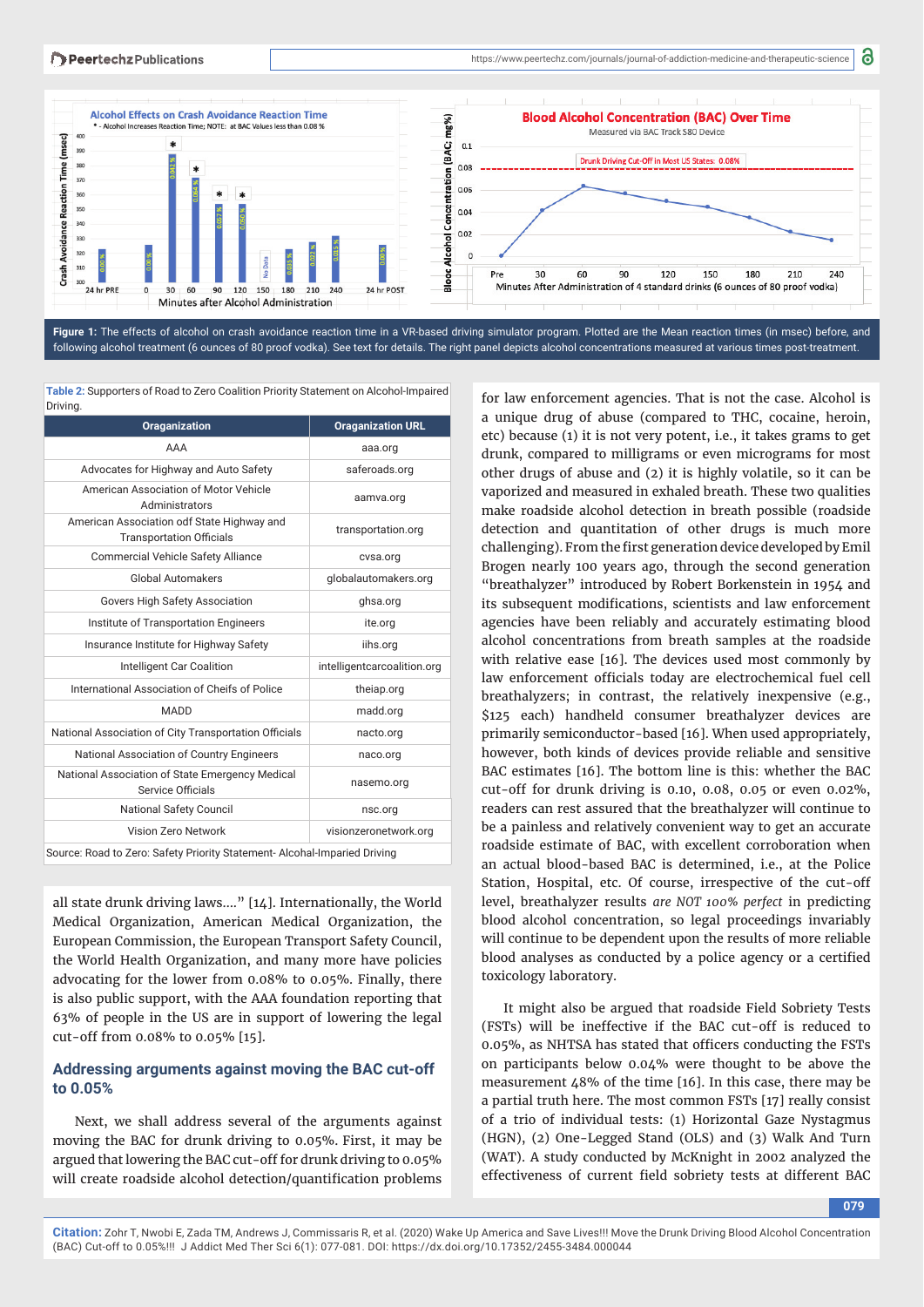Alcohol Effects on Crash Avoidance Reaction Time

* - Alcohol Increases Reaction Time; NOTE: at BAC Values less than 0.08 %

Crash Avoidance Reaction Time (msec)

400
390
380
370
360
350
340
330
320
310
300

24 hr PRE 0 30 60 90 120 150 180 210 240 24 hr POST

Minutes after Alcohol Administration

0.00 %, 0.00 %, 0.092 %, 0.064 %, 0.057 %, 0.050 %, No Data, 0.035 %, 0.022 %, 0.015 %, 0.00 %

Blood Alcohol Concentration (BAC) Over Time

Measured via BAC Track S80 Device

Drunk Driving Cut-Off in Most US States: 0.08%

Bloc Alcohol Concentration (BAC; mg%)

0.1
0.08
0.06
0.04
0.02
0

Pre 30 60 90 120 150 180 210 240

Minutes After Administration of 4 standard drinks (6 ounces of 80 proof vodka)

**Figure 1:** The effects of alcohol on crash avoidance reaction time in a VR-based driving simulator program. Plotted are the Mean reaction times (in msec) before, and following alcohol treatment (6 ounces of 80 proof vodka). See text for details. The right panel depicts alcohol concentrations measured at various times post-treatment.

**Table 2:** Supporters of Road to Zero Coalition Priority Statement on Alcohol-Impaired Driving.

| Oraganization | Oraganization URL |
|---|---|
| AAA | aaa.org |
| Advocates for Highway and Auto Safety | saferoads.org |
| American Association of Motor Vehicle Administrators | aamva.org |
| American Association odf State Highway and Transportation Officials | transportation.org |
| Commercial Vehicle Safety Alliance | cvsa.org |
| Global Automakers | globalautomakers.org |
| Govers High Safety Association | ghsa.org |
| Institute of Transportation Engineers | ite.org |
| Insurance Institute for Highway Safety | iihs.org |
| Intelligent Car Coalition | intelligentcarcoalition.org |
| International Association of Cheifs of Police | theiap.org |
| MADD | madd.org |
| National Association of City Transportation Officials | nacto.org |
| National Association of Country Engineers | naco.org |
| National Association of State Emergency Medical Service Officials | nasemo.org |
| National Safety Council | nsc.org |
| Vision Zero Network | visionzeronetwork.org |

Source: Road to Zero: Safety Priority Statement- Alcohal-Impaired Driving

all state drunk driving laws...." [14]. Internationally, the World Medical Organization, American Medical Organization, the European Commission, the European Transport Safety Council, the World Health Organization, and many more have policies advocating for the lower from 0.08% to 0.05%. Finally, there is also public support, with the AAA foundation reporting that 63% of people in the US are in support of lowering the legal cut-off from 0.08% to 0.05% [15].

## Addressing arguments against moving the BAC cut-off to 0.05%

Next, we shall address several of the arguments against moving the BAC for drunk driving to 0.05%. First, it may be argued that lowering the BAC cut-off for drunk driving to 0.05% will create roadside alcohol detection/quantification problems for law enforcement agencies. That is not the case. Alcohol is a unique drug of abuse (compared to THC, cocaine, heroin, etc) because (1) it is not very potent, i.e., it takes grams to get drunk, compared to milligrams or even micrograms for most other drugs of abuse and (2) it is highly volatile, so it can be vaporized and measured in exhaled breath. These two qualities make roadside alcohol detection in breath possible (roadside detection and quantification of other drugs is much more challenging). From the first generation device developed by Emil Brogen nearly 100 years ago, through the second generation "breathalyzer" introduced by Robert Borkenstein in 1954 and its subsequent modifications, scientists and law enforcement agencies have been reliably and accurately estimating blood alcohol concentrations from breath samples at the roadside with relative ease [16]. The devices used most commonly by law enforcement officials today are electrochemical fuel cell breathalyzers; in contrast, the relatively inexpensive (e.g., $125 each) handheld consumer breathalyzer devices are primarily semiconductor-based [16]. When used appropriately, however, both kinds of devices provide reliable and sensitive BAC estimates [16]. The bottom line is this: whether the BAC cut-off for drunk driving is 0.10, 0.08, 0.05 or even 0.02%, readers can rest assured that the breathalyzer will continue to be a painless and relatively convenient way to get an accurate roadside estimate of BAC, with excellent corroboration when an actual blood-based BAC is determined, i.e., at the Police Station, Hospital, etc. Of course, irrespective of the cut-off level, breathalyzer results *are NOT 100% perfect* in predicting blood alcohol concentration, so legal proceedings invariably will continue to be dependent upon the results of more reliable blood analyses as conducted by a police agency or a certified toxicology laboratory.

It might also be argued that roadside Field Sobriety Tests (FSTs) will be ineffective if the BAC cut-off is reduced to 0.05%, as NHTSA has stated that officers conducting the FSTs on participants below 0.04% were thought to be above the measurement 48% of the time [16]. In this case, there may be a partial truth here. The most common FSTs [17] really consist of a trio of individual tests: (1) Horizontal Gaze Nystagmus (HGN), (2) One-Legged Stand (OLS) and (3) Walk And Turn (WAT). A study conducted by McKnight in 2002 analyzed the effectiveness of current field sobriety tests at different BAC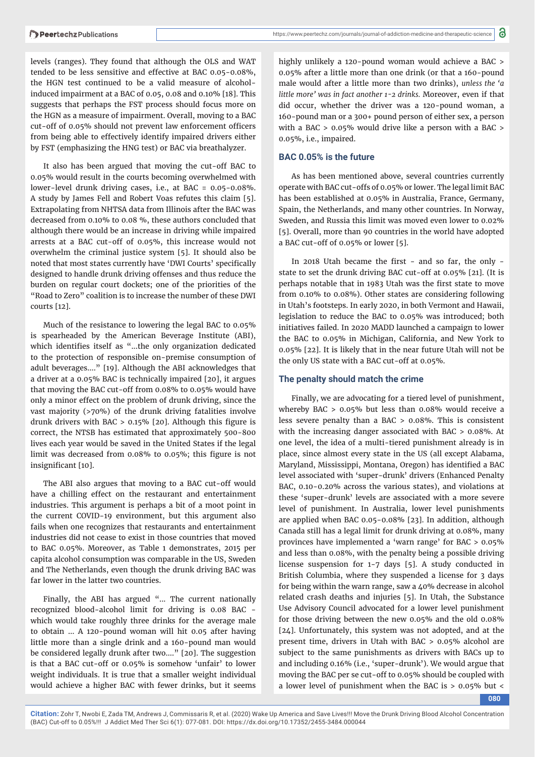levels (ranges). They found that although the OLS and WAT tended to be less sensitive and effective at BAC 0.05-0.08%, the HGN test continued to be a valid measure of alcohol-induced impairment at a BAC of 0.05, 0.08 and 0.10% [18]. This suggests that perhaps the FST process should focus more on the HGN as a measure of impairment. Overall, moving to a BAC cut-off of 0.05% should not prevent law enforcement officers from being able to effectively identify impaired drivers either by FST (emphasizing the HNG test) or BAC via breathalyzer.

It also has been argued that moving the cut-off BAC to 0.05% would result in the courts becoming overwhelmed with lower-level drunk driving cases, i.e., at BAC = 0.05-0.08%. A study by James Fell and Robert Voas refutes this claim [5]. Extrapolating from NHTSA data from Illinois after the BAC was decreased from 0.10% to 0.08 %, these authors concluded that although there would be an increase in driving while impaired arrests at a BAC cut-off of 0.05%, this increase would not overwhelm the criminal justice system [5]. It should also be noted that most states currently have 'DWI Courts' specifically designed to handle drunk driving offenses and thus reduce the burden on regular court dockets; one of the priorities of the "Road to Zero" coalition is to increase the number of these DWI courts [12].

Much of the resistance to lowering the legal BAC to 0.05% is spearheaded by the American Beverage Institute (ABI), which identifies itself as "…the only organization dedicated to the protection of responsible on-premise consumption of adult beverages…." [19]. Although the ABI acknowledges that a driver at a 0.05% BAC is technically impaired [20], it argues that moving the BAC cut-off from 0.08% to 0.05% would have only a minor effect on the problem of drunk driving, since the vast majority (>70%) of the drunk driving fatalities involve drunk drivers with BAC > 0.15% [20]. Although this figure is correct, the NTSB has estimated that approximately 500-800 lives each year would be saved in the United States if the legal limit was decreased from 0.08% to 0.05%; this figure is not insignificant [10].

The ABI also argues that moving to a BAC cut-off would have a chilling effect on the restaurant and entertainment industries. This argument is perhaps a bit of a moot point in the current COVID-19 environment, but this argument also fails when one recognizes that restaurants and entertainment industries did not cease to exist in those countries that moved to BAC 0.05%. Moreover, as Table 1 demonstrates, 2015 per capita alcohol consumption was comparable in the US, Sweden and The Netherlands, even though the drunk driving BAC was far lower in the latter two countries.

Finally, the ABI has argued "… The current nationally recognized blood-alcohol limit for driving is 0.08 BAC - which would take roughly three drinks for the average male to obtain … A 120-pound woman will hit 0.05 after having little more than a single drink and a 160-pound man would be considered legally drunk after two…." [20]. The suggestion is that a BAC cut-off or 0.05% is somehow 'unfair' to lower weight individuals. It is true that a smaller weight individual would achieve a higher BAC with fewer drinks, but it seems highly unlikely a 120-pound woman would achieve a BAC > 0.05% after a little more than one drink (or that a 160-pound male would after a little more than two drinks), *unless the 'a little more' was in fact another 1-2 drinks.* Moreover, even if that did occur, whether the driver was a 120-pound woman, a 160-pound man or a 300+ pound person of either sex, a person with a BAC > 0.05% would drive like a person with a BAC > 0.05%, i.e., impaired.

### BAC 0.05% is the future

As has been mentioned above, several countries currently operate with BAC cut-offs of 0.05% or lower. The legal limit BAC has been established at 0.05% in Australia, France, Germany, Spain, the Netherlands, and many other countries. In Norway, Sweden, and Russia this limit was moved even lower to 0.02% [5]. Overall, more than 90 countries in the world have adopted a BAC cut-off of 0.05% or lower [5].

In 2018 Utah became the first - and so far, the only - state to set the drunk driving BAC cut-off at 0.05% [21]. (It is perhaps notable that in 1983 Utah was the first state to move from 0.10% to 0.08%). Other states are considering following in Utah's footsteps. In early 2020, in both Vermont and Hawaii, legislation to reduce the BAC to 0.05% was introduced; both initiatives failed. In 2020 MADD launched a campaign to lower the BAC to 0.05% in Michigan, California, and New York to 0.05% [22]. It is likely that in the near future Utah will not be the only US state with a BAC cut-off at 0.05%.

### The penalty should match the crime

Finally, we are advocating for a tiered level of punishment, whereby BAC > 0.05% but less than 0.08% would receive a less severe penalty than a BAC > 0.08%. This is consistent with the increasing danger associated with BAC > 0.08%. At one level, the idea of a multi-tiered punishment already is in place, since almost every state in the US (all except Alabama, Maryland, Mississippi, Montana, Oregon) has identified a BAC level associated with 'super-drunk' drivers (Enhanced Penalty BAC, 0.10-0.20% across the various states), and violations at these 'super-drunk' levels are associated with a more severe level of punishment. In Australia, lower level punishments are applied when BAC 0.05-0.08% [23]. In addition, although Canada still has a legal limit for drunk driving at 0.08%, many provinces have implemented a 'warn range' for BAC > 0.05% and less than 0.08%, with the penalty being a possible driving license suspension for 1-7 days [5]. A study conducted in British Columbia, where they suspended a license for 3 days for being within the warn range, saw a 40% decrease in alcohol related crash deaths and injuries [5]. In Utah, the Substance Use Advisory Council advocated for a lower level punishment for those driving between the new 0.05% and the old 0.08% [24]. Unfortunately, this system was not adopted, and at the present time, drivers in Utah with BAC > 0.05% alcohol are subject to the same punishments as drivers with BACs up to and including 0.16% (i.e., 'super-drunk'). We would argue that moving the BAC per se cut-off to 0.05% should be coupled with a lower level of punishment when the BAC is > 0.05% but <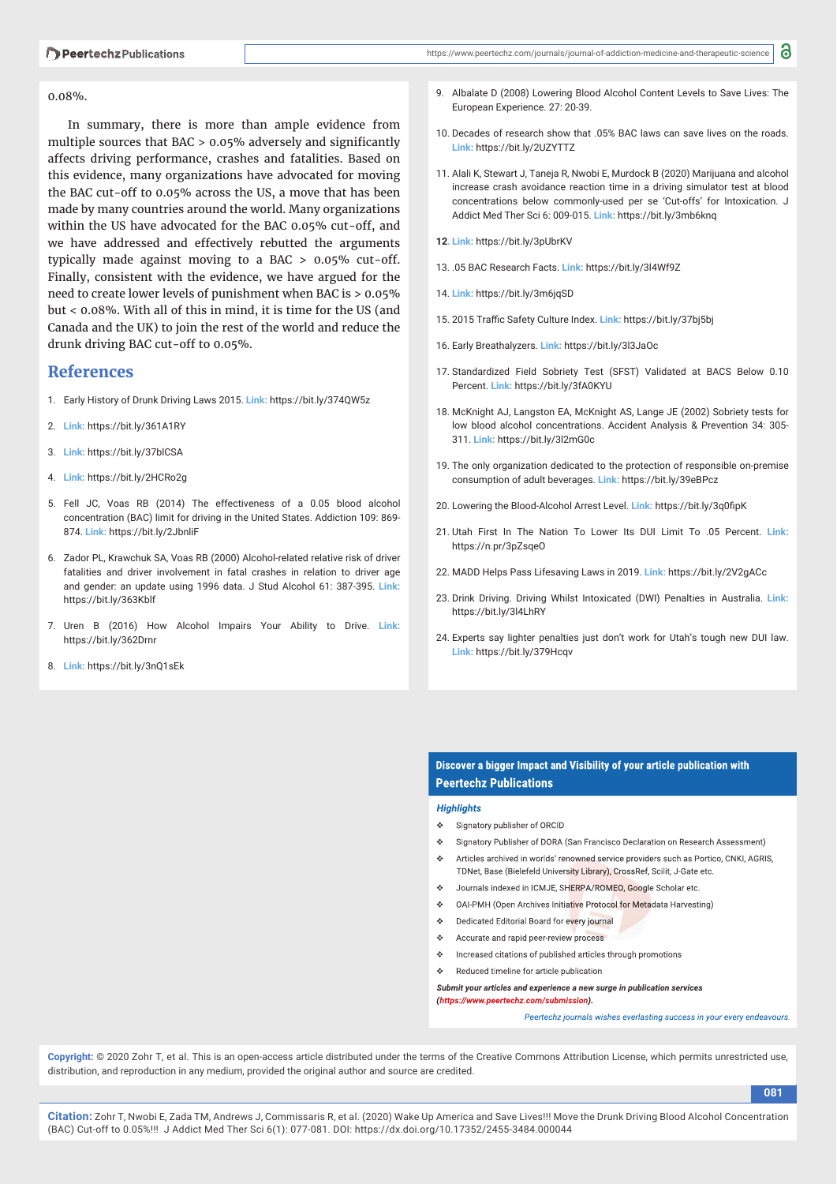0.08%.

In summary, there is more than ample evidence from multiple sources that BAC > 0.05% adversely and significantly affects driving performance, crashes and fatalities. Based on this evidence, many organizations have advocated for moving the BAC cut-off to 0.05% across the US, a move that has been made by many countries around the world. Many organizations within the US have advocated for the BAC 0.05% cut-off, and we have addressed and effectively rebutted the arguments typically made against moving to a BAC > 0.05% cut-off. Finally, consistent with the evidence, we have argued for the need to create lower levels of punishment when BAC is > 0.05% but < 0.08%. With all of this in mind, it is time for the US (and Canada and the UK) to join the rest of the world and reduce the drunk driving BAC cut-off to 0.05%.

## References

1. Early History of Drunk Driving Laws 2015. **Link:** https://bit.ly/374QW5z
2. **Link:** https://bit.ly/361A1RY
3. **Link:** https://bit.ly/37blCSA
4. **Link:** https://bit.ly/2HCRo2g
5. Fell JC, Voas RB (2014) The effectiveness of a 0.05 blood alcohol concentration (BAC) limit for driving in the United States. Addiction 109: 869-874. **Link:** https://bit.ly/2JbnliF
6. Zador PL, Krawchuk SA, Voas RB (2000) Alcohol-related relative risk of driver fatalities and driver involvement in fatal crashes in relation to driver age and gender: an update using 1996 data. J Stud Alcohol 61: 387-395. **Link:** https://bit.ly/363Kblf
7. Uren B (2016) How Alcohol Impairs Your Ability to Drive. **Link:** https://bit.ly/362Drnr
8. **Link:** https://bit.ly/3nQ1sEk
9. Albalate D (2008) Lowering Blood Alcohol Content Levels to Save Lives: The European Experience. 27: 20-39.
10. Decades of research show that .05% BAC laws can save lives on the roads. **Link:** https://bit.ly/2UZYTTZ
11. Alali K, Stewart J, Taneja R, Nwobi E, Murdock B (2020) Marijuana and alcohol increase crash avoidance reaction time in a driving simulator test at blood concentrations below commonly-used per se 'Cut-offs' for Intoxication. J Addict Med Ther Sci 6: 009-015. **Link:** https://bit.ly/3mb6knq
12. **Link:** https://bit.ly/3pUbrKV
13. .05 BAC Research Facts. **Link:** https://bit.ly/3l4Wf9Z
14. **Link:** https://bit.ly/3m6jqSD
15. 2015 Traffic Safety Culture Index. **Link:** https://bit.ly/37bj5bj
16. Early Breathalyzers. **Link:** https://bit.ly/3l3JaOc
17. Standardized Field Sobriety Test (SFST) Validated at BACS Below 0.10 Percent. **Link:** https://bit.ly/3fA0KYU
18. McKnight AJ, Langston EA, McKnight AS, Lange JE (2002) Sobriety tests for low blood alcohol concentrations. Accident Analysis & Prevention 34: 305-311. **Link:** https://bit.ly/3l2mG0c
19. The only organization dedicated to the protection of responsible on-premise consumption of adult beverages. **Link:** https://bit.ly/39eBPcz
20. Lowering the Blood-Alcohol Arrest Level. **Link:** https://bit.ly/3q0fipK
21. Utah First In The Nation To Lower Its DUI Limit To .05 Percent. **Link:** https://n.pr/3pZsqeO
22. MADD Helps Pass Lifesaving Laws in 2019. **Link:** https://bit.ly/2V2gACc
23. Drink Driving. Driving Whilst Intoxicated (DWI) Penalties in Australia. **Link:** https://bit.ly/3l4LhRY
24. Experts say lighter penalties just don't work for Utah's tough new DUI law. **Link:** https://bit.ly/379Hcqv

**Discover a bigger Impact and Visibility of your article publication with Peertechz Publications**

***Highlights***

- Signatory publisher of ORCID
- Signatory Publisher of DORA (San Francisco Declaration on Research Assessment)
- Articles archived in worlds' renowned service providers such as Portico, CNKI, AGRIS, TDNet, Base (Bielefeld University Library), CrossRef, Scilit, J-Gate etc.
- Journals indexed in ICMJE, SHERPA/ROMEO, Google Scholar etc.
- OAI-PMH (Open Archives Initiative Protocol for Metadata Harvesting)
- Dedicated Editorial Board for every journal
- Accurate and rapid peer-review process
- Increased citations of published articles through promotions
- Reduced timeline for article publication

***Submit your articles and experience a new surge in publication services (https://www.peertechz.com/submission).***

*Peertechz journals wishes everlasting success in your every endeavours.*

**Copyright:** © 2020 Zohr T, et al. This is an open-access article distributed under the terms of the Creative Commons Attribution License, which permits unrestricted use, distribution, and reproduction in any medium, provided the original author and source are credited.